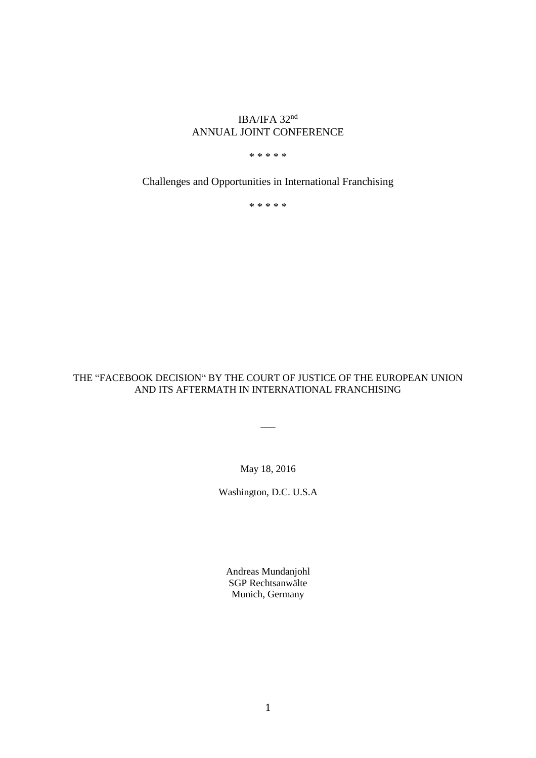IBA/IFA 32nd
ANNUAL JOINT CONFERENCE

* * * * *

Challenges and Opportunities in International Franchising

* * * * *

# THE "FACEBOOK DECISION" BY THE COURT OF JUSTICE OF THE EUROPEAN UNION AND ITS AFTERMATH IN INTERNATIONAL FRANCHISING

___

May 18, 2016

Washington, D.C. U.S.A

Andreas Mundanjohl
SGP Rechtsanwälte
Munich, Germany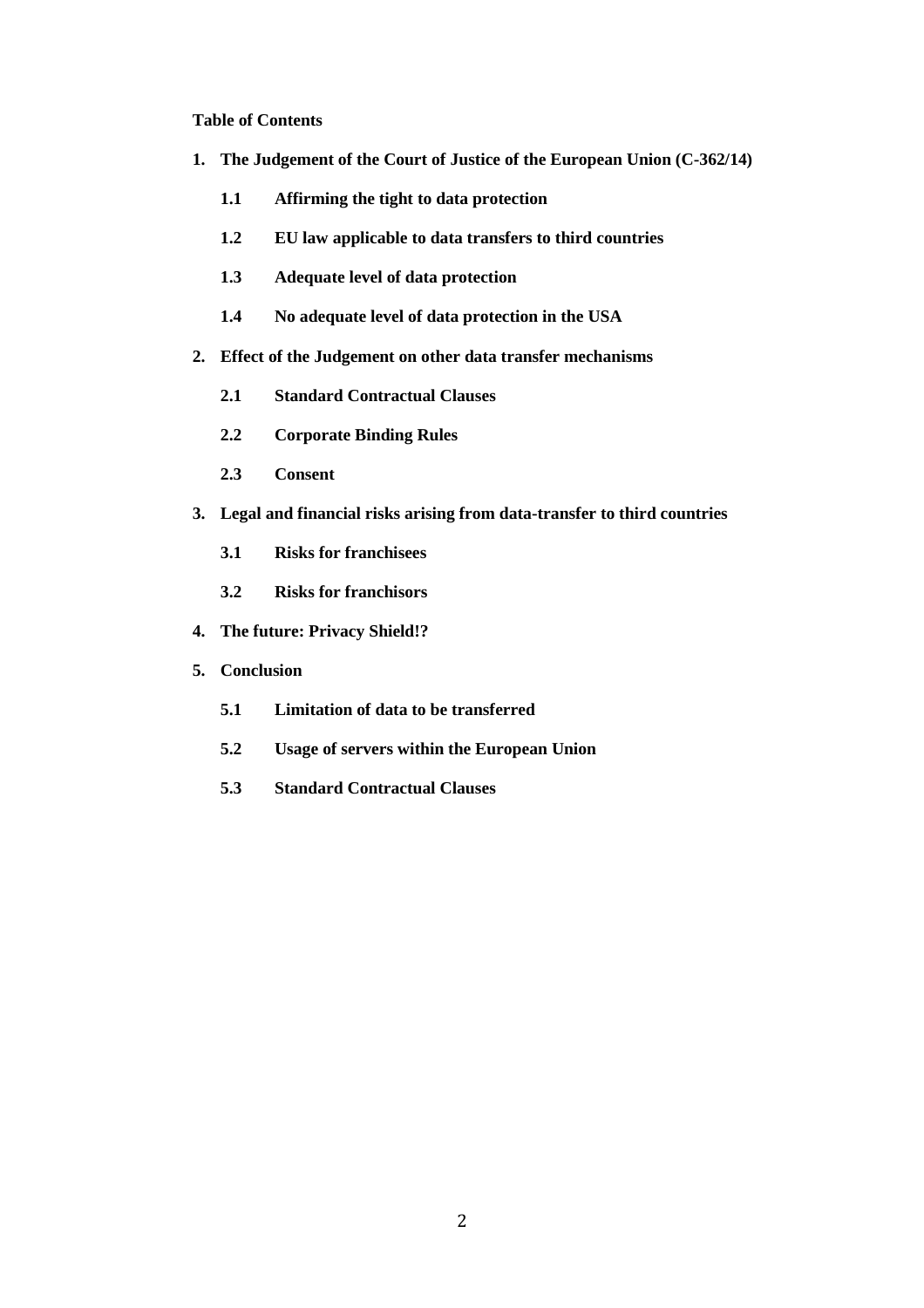**Table of Contents**

1. **The Judgement of the Court of Justice of the European Union (C-362/14)**
   - **1.1 Affirming the tight to data protection**
   - **1.2 EU law applicable to data transfers to third countries**
   - **1.3 Adequate level of data protection**
   - **1.4 No adequate level of data protection in the USA**
2. **Effect of the Judgement on other data transfer mechanisms**
   - **2.1 Standard Contractual Clauses**
   - **2.2 Corporate Binding Rules**
   - **2.3 Consent**
3. **Legal and financial risks arising from data-transfer to third countries**
   - **3.1 Risks for franchisees**
   - **3.2 Risks for franchisors**
4. **The future: Privacy Shield!?**
5. **Conclusion**
   - **5.1 Limitation of data to be transferred**
   - **5.2 Usage of servers within the European Union**
   - **5.3 Standard Contractual Clauses**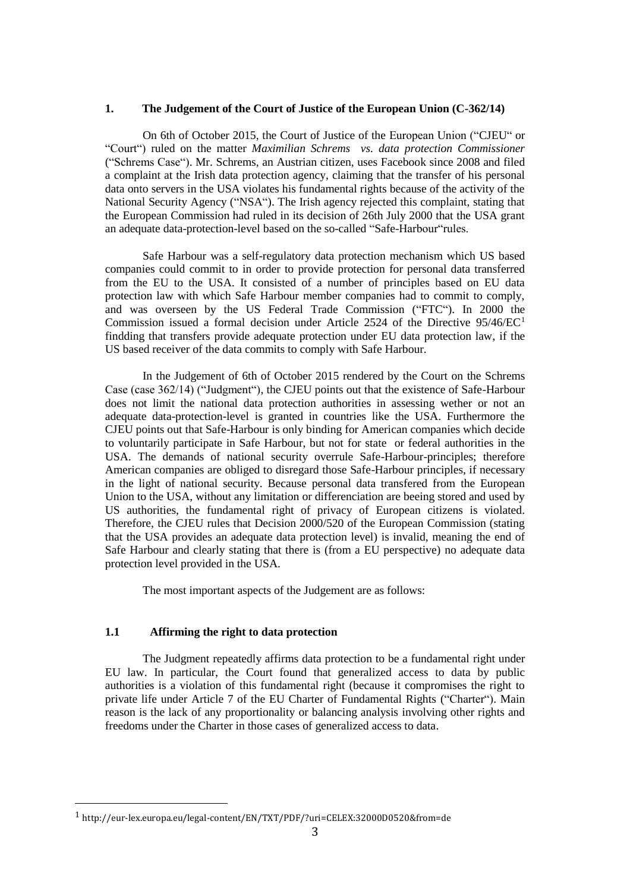## 1. The Judgement of the Court of Justice of the European Union (C-362/14)

On 6th of October 2015, the Court of Justice of the European Union ("CJEU" or "Court") ruled on the matter *Maximilian Schrems vs. data protection Commissioner* ("Schrems Case"). Mr. Schrems, an Austrian citizen, uses Facebook since 2008 and filed a complaint at the Irish data protection agency, claiming that the transfer of his personal data onto servers in the USA violates his fundamental rights because of the activity of the National Security Agency ("NSA"). The Irish agency rejected this complaint, stating that the European Commission had ruled in its decision of 26th July 2000 that the USA grant an adequate data-protection-level based on the so-called "Safe-Harbour"rules.

Safe Harbour was a self-regulatory data protection mechanism which US based companies could commit to in order to provide protection for personal data transferred from the EU to the USA. It consisted of a number of principles based on EU data protection law with which Safe Harbour member companies had to commit to comply, and was overseen by the US Federal Trade Commission ("FTC"). In 2000 the Commission issued a formal decision under Article 2524 of the Directive 95/46/EC[1] findding that transfers provide adequate protection under EU data protection law, if the US based receiver of the data commits to comply with Safe Harbour.

In the Judgement of 6th of October 2015 rendered by the Court on the Schrems Case (case 362/14) ("Judgment"), the CJEU points out that the existence of Safe-Harbour does not limit the national data protection authorities in assessing wether or not an adequate data-protection-level is granted in countries like the USA. Furthermore the CJEU points out that Safe-Harbour is only binding for American companies which decide to voluntarily participate in Safe Harbour, but not for state or federal authorities in the USA. The demands of national security overrule Safe-Harbour-principles; therefore American companies are obliged to disregard those Safe-Harbour principles, if necessary in the light of national security. Because personal data transfered from the European Union to the USA, without any limitation or differenciation are beeing stored and used by US authorities, the fundamental right of privacy of European citizens is violated. Therefore, the CJEU rules that Decision 2000/520 of the European Commission (stating that the USA provides an adequate data protection level) is invalid, meaning the end of Safe Harbour and clearly stating that there is (from a EU perspective) no adequate data protection level provided in the USA.

The most important aspects of the Judgement are as follows:

### 1.1 Affirming the right to data protection

The Judgment repeatedly affirms data protection to be a fundamental right under EU law. In particular, the Court found that generalized access to data by public authorities is a violation of this fundamental right (because it compromises the right to private life under Article 7 of the EU Charter of Fundamental Rights ("Charter"). Main reason is the lack of any proportionality or balancing analysis involving other rights and freedoms under the Charter in those cases of generalized access to data.

[1] http://eur-lex.europa.eu/legal-content/EN/TXT/PDF/?uri=CELEX:32000D0520&from=de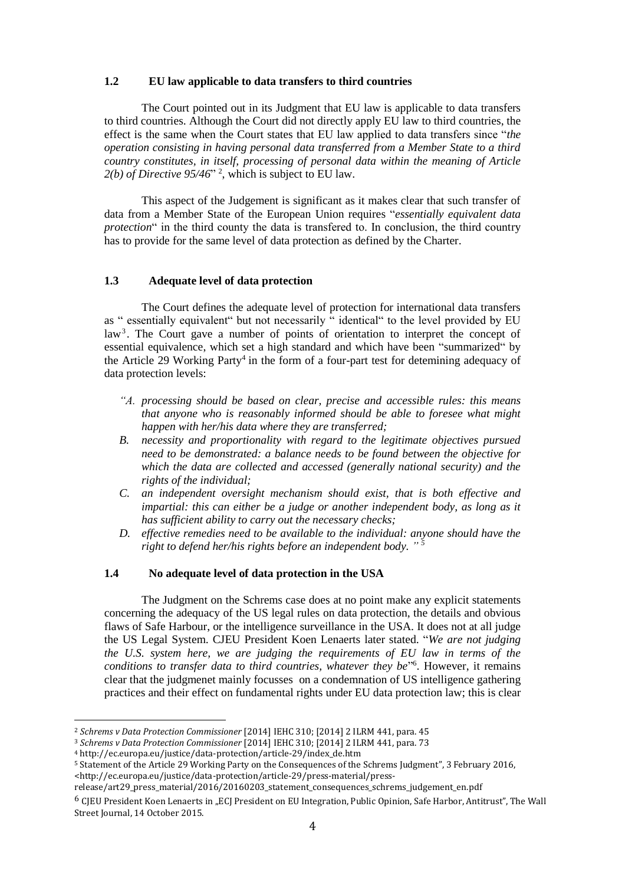## 1.2 EU law applicable to data transfers to third countries

The Court pointed out in its Judgment that EU law is applicable to data transfers to third countries. Although the Court did not directly apply EU law to third countries, the effect is the same when the Court states that EU law applied to data transfers since "*the operation consisting in having personal data transferred from a Member State to a third country constitutes, in itself, processing of personal data within the meaning of Article 2(b) of Directive 95/46*" [2], which is subject to EU law.

This aspect of the Judgement is significant as it makes clear that such transfer of data from a Member State of the European Union requires "*essentially equivalent data protection*" in the third county the data is transfered to. In conclusion, the third country has to provide for the same level of data protection as defined by the Charter.

## 1.3 Adequate level of data protection

The Court defines the adequate level of protection for international data transfers as " essentially equivalent" but not necessarily " identical" to the level provided by EU law[3]. The Court gave a number of points of orientation to interpret the concept of essential equivalence, which set a high standard and which have been "summarized" by the Article 29 Working Party[4] in the form of a four-part test for detemining adequacy of data protection levels:

*"A. processing should be based on clear, precise and accessible rules: this means that anyone who is reasonably informed should be able to foresee what might happen with her/his data where they are transferred;*

*B. necessity and proportionality with regard to the legitimate objectives pursued need to be demonstrated: a balance needs to be found between the objective for which the data are collected and accessed (generally national security) and the rights of the individual;*

*C. an independent oversight mechanism should exist, that is both effective and impartial: this can either be a judge or another independent body, as long as it has sufficient ability to carry out the necessary checks;*

*D. effective remedies need to be available to the individual: anyone should have the right to defend her/his rights before an independent body. "* [5]

## 1.4 No adequate level of data protection in the USA

The Judgment on the Schrems case does at no point make any explicit statements concerning the adequacy of the US legal rules on data protection, the details and obvious flaws of Safe Harbour, or the intelligence surveillance in the USA. It does not at all judge the US Legal System. CJEU President Koen Lenaerts later stated. "*We are not judging the U.S. system here, we are judging the requirements of EU law in terms of the conditions to transfer data to third countries, whatever they be*"[6]. However, it remains clear that the judgmenet mainly focusses on a condemnation of US intelligence gathering practices and their effect on fundamental rights under EU data protection law; this is clear

---

[2] *Schrems v Data Protection Commissioner* [2014] IEHC 310; [2014] 2 ILRM 441, para. 45

[3] *Schrems v Data Protection Commissioner* [2014] IEHC 310; [2014] 2 ILRM 441, para. 73

[4] http://ec.europa.eu/justice/data-protection/article-29/index_de.htm

[5] Statement of the Article 29 Working Party on the Consequences of the Schrems Judgment", 3 February 2016, <http://ec.europa.eu/justice/data-protection/article-29/press-material/press-release/art29_press_material/2016/20160203_statement_consequences_schrems_judgement_en.pdf

[6] CJEU President Koen Lenaerts in „ECJ President on EU Integration, Public Opinion, Safe Harbor, Antitrust", The Wall Street Journal, 14 October 2015.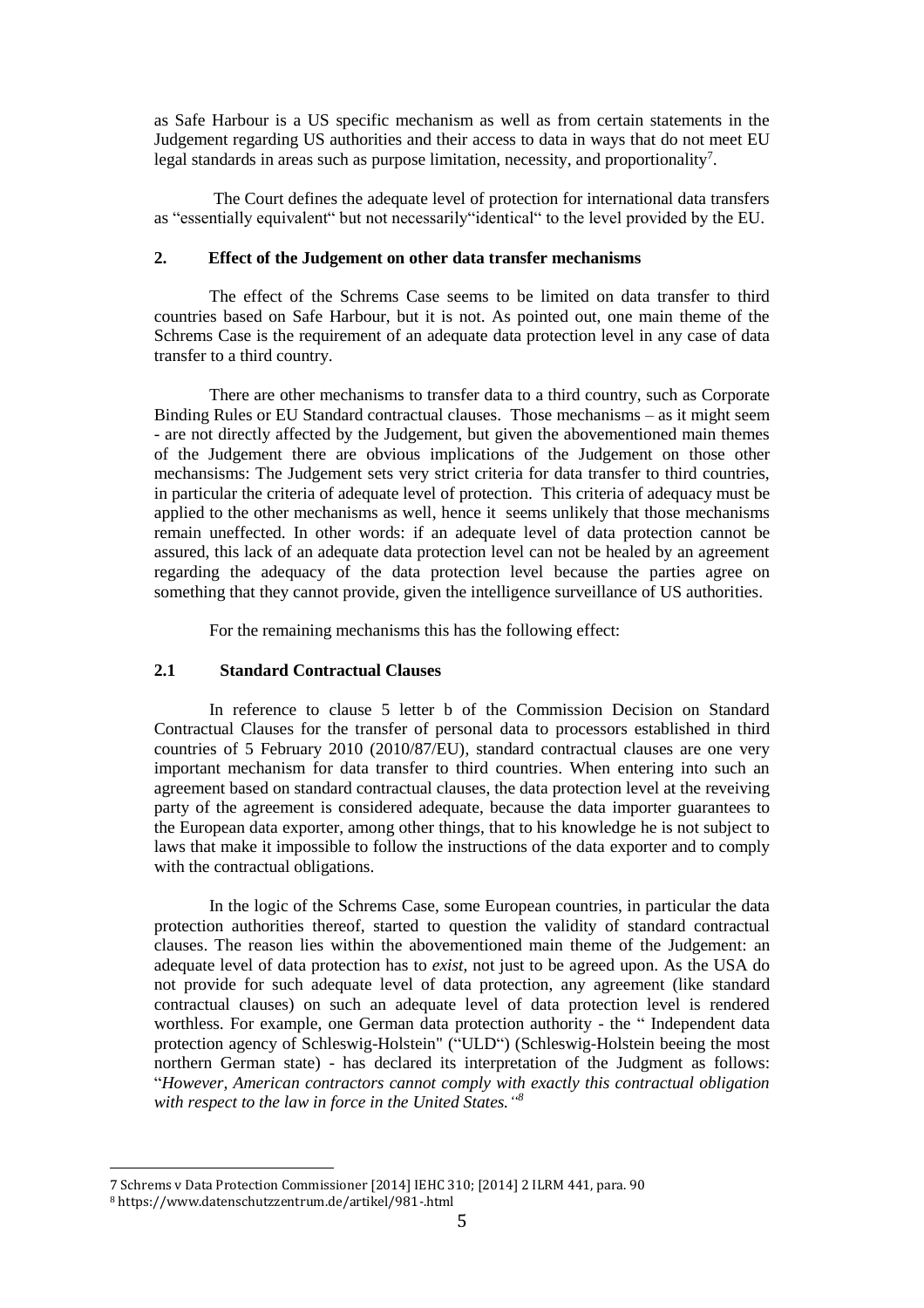as Safe Harbour is a US specific mechanism as well as from certain statements in the Judgement regarding US authorities and their access to data in ways that do not meet EU legal standards in areas such as purpose limitation, necessity, and proportionality[7].

The Court defines the adequate level of protection for international data transfers as "essentially equivalent" but not necessarily"identical" to the level provided by the EU.

## 2. Effect of the Judgement on other data transfer mechanisms

The effect of the Schrems Case seems to be limited on data transfer to third countries based on Safe Harbour, but it is not. As pointed out, one main theme of the Schrems Case is the requirement of an adequate data protection level in any case of data transfer to a third country.

There are other mechanisms to transfer data to a third country, such as Corporate Binding Rules or EU Standard contractual clauses. Those mechanisms – as it might seem - are not directly affected by the Judgement, but given the abovementioned main themes of the Judgement there are obvious implications of the Judgement on those other mechansisms: The Judgement sets very strict criteria for data transfer to third countries, in particular the criteria of adequate level of protection. This criteria of adequacy must be applied to the other mechanisms as well, hence it seems unlikely that those mechanisms remain uneffected. In other words: if an adequate level of data protection cannot be assured, this lack of an adequate data protection level can not be healed by an agreement regarding the adequacy of the data protection level because the parties agree on something that they cannot provide, given the intelligence surveillance of US authorities.

For the remaining mechanisms this has the following effect:

### 2.1 Standard Contractual Clauses

In reference to clause 5 letter b of the Commission Decision on Standard Contractual Clauses for the transfer of personal data to processors established in third countries of 5 February 2010 (2010/87/EU), standard contractual clauses are one very important mechanism for data transfer to third countries. When entering into such an agreement based on standard contractual clauses, the data protection level at the reveiving party of the agreement is considered adequate, because the data importer guarantees to the European data exporter, among other things, that to his knowledge he is not subject to laws that make it impossible to follow the instructions of the data exporter and to comply with the contractual obligations.

In the logic of the Schrems Case, some European countries, in particular the data protection authorities thereof, started to question the validity of standard contractual clauses. The reason lies within the abovementioned main theme of the Judgement: an adequate level of data protection has to *exist*, not just to be agreed upon. As the USA do not provide for such adequate level of data protection, any agreement (like standard contractual clauses) on such an adequate level of data protection level is rendered worthless. For example, one German data protection authority - the " Independent data protection agency of Schleswig-Holstein" ("ULD") (Schleswig-Holstein beeing the most northern German state) - has declared its interpretation of the Judgment as follows: "*However, American contractors cannot comply with exactly this contractual obligation with respect to the law in force in the United States.*"[8]

---

7 Schrems v Data Protection Commissioner [2014] IEHC 310; [2014] 2 ILRM 441, para. 90

8 https://www.datenschutzzentrum.de/artikel/981-.html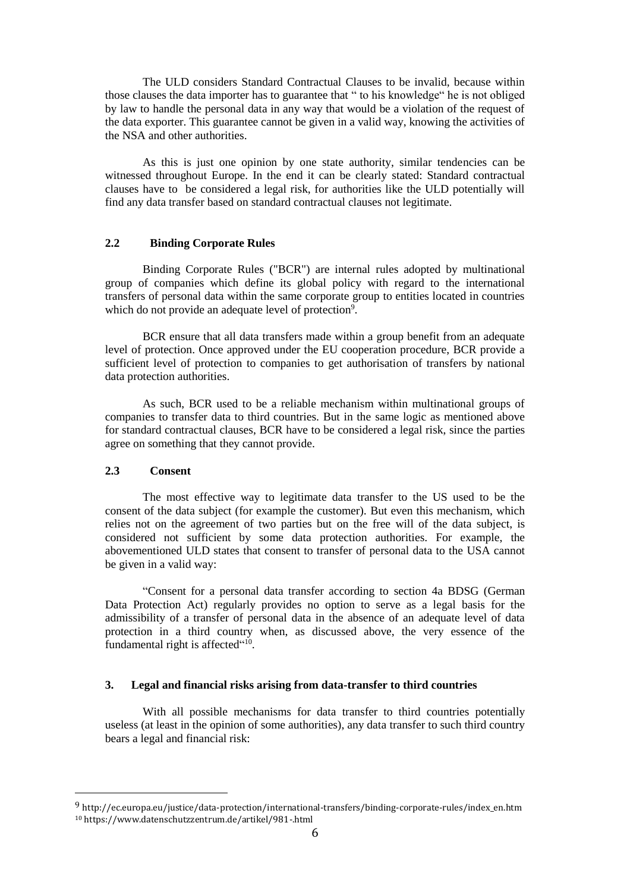The ULD considers Standard Contractual Clauses to be invalid, because within those clauses the data importer has to guarantee that " to his knowledge" he is not obliged by law to handle the personal data in any way that would be a violation of the request of the data exporter. This guarantee cannot be given in a valid way, knowing the activities of the NSA and other authorities.

As this is just one opinion by one state authority, similar tendencies can be witnessed throughout Europe. In the end it can be clearly stated: Standard contractual clauses have to be considered a legal risk, for authorities like the ULD potentially will find any data transfer based on standard contractual clauses not legitimate.

### 2.2 Binding Corporate Rules

Binding Corporate Rules ("BCR") are internal rules adopted by multinational group of companies which define its global policy with regard to the international transfers of personal data within the same corporate group to entities located in countries which do not provide an adequate level of protection[9].

BCR ensure that all data transfers made within a group benefit from an adequate level of protection. Once approved under the EU cooperation procedure, BCR provide a sufficient level of protection to companies to get authorisation of transfers by national data protection authorities.

As such, BCR used to be a reliable mechanism within multinational groups of companies to transfer data to third countries. But in the same logic as mentioned above for standard contractual clauses, BCR have to be considered a legal risk, since the parties agree on something that they cannot provide.

### 2.3 Consent

The most effective way to legitimate data transfer to the US used to be the consent of the data subject (for example the customer). But even this mechanism, which relies not on the agreement of two parties but on the free will of the data subject, is considered not sufficient by some data protection authorities. For example, the abovementioned ULD states that consent to transfer of personal data to the USA cannot be given in a valid way:

"Consent for a personal data transfer according to section 4a BDSG (German Data Protection Act) regularly provides no option to serve as a legal basis for the admissibility of a transfer of personal data in the absence of an adequate level of data protection in a third country when, as discussed above, the very essence of the fundamental right is affected"[10].

## 3. Legal and financial risks arising from data-transfer to third countries

With all possible mechanisms for data transfer to third countries potentially useless (at least in the opinion of some authorities), any data transfer to such third country bears a legal and financial risk:

---

[9] http://ec.europa.eu/justice/data-protection/international-transfers/binding-corporate-rules/index_en.htm

[10] https://www.datenschutzzentrum.de/artikel/981-.html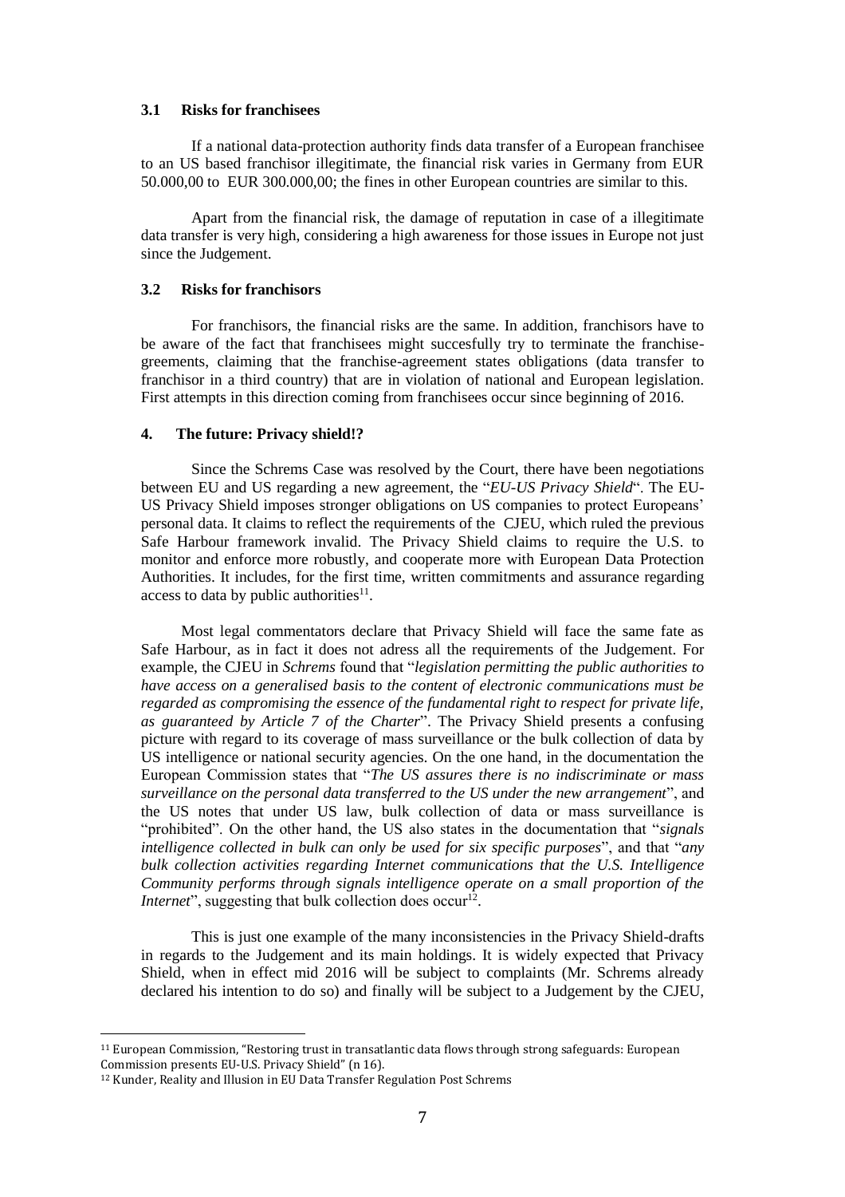### 3.1 Risks for franchisees

If a national data-protection authority finds data transfer of a European franchisee to an US based franchisor illegitimate, the financial risk varies in Germany from EUR 50.000,00 to EUR 300.000,00; the fines in other European countries are similar to this.

Apart from the financial risk, the damage of reputation in case of a illegitimate data transfer is very high, considering a high awareness for those issues in Europe not just since the Judgement.

### 3.2 Risks for franchisors

For franchisors, the financial risks are the same. In addition, franchisors have to be aware of the fact that franchisees might succesfully try to terminate the franchise-greements, claiming that the franchise-agreement states obligations (data transfer to franchisor in a third country) that are in violation of national and European legislation. First attempts in this direction coming from franchisees occur since beginning of 2016.

## 4. The future: Privacy shield!?

Since the Schrems Case was resolved by the Court, there have been negotiations between EU and US regarding a new agreement, the "*EU-US Privacy Shield*". The EU-US Privacy Shield imposes stronger obligations on US companies to protect Europeans' personal data. It claims to reflect the requirements of the CJEU, which ruled the previous Safe Harbour framework invalid. The Privacy Shield claims to require the U.S. to monitor and enforce more robustly, and cooperate more with European Data Protection Authorities. It includes, for the first time, written commitments and assurance regarding access to data by public authorities[11].

Most legal commentators declare that Privacy Shield will face the same fate as Safe Harbour, as in fact it does not adress all the requirements of the Judgement. For example, the CJEU in *Schrems* found that "*legislation permitting the public authorities to have access on a generalised basis to the content of electronic communications must be regarded as compromising the essence of the fundamental right to respect for private life, as guaranteed by Article 7 of the Charter*". The Privacy Shield presents a confusing picture with regard to its coverage of mass surveillance or the bulk collection of data by US intelligence or national security agencies. On the one hand, in the documentation the European Commission states that "*The US assures there is no indiscriminate or mass surveillance on the personal data transferred to the US under the new arrangement*", and the US notes that under US law, bulk collection of data or mass surveillance is "prohibited". On the other hand, the US also states in the documentation that "*signals intelligence collected in bulk can only be used for six specific purposes*", and that "*any bulk collection activities regarding Internet communications that the U.S. Intelligence Community performs through signals intelligence operate on a small proportion of the Internet*", suggesting that bulk collection does occur[12].

This is just one example of the many inconsistencies in the Privacy Shield-drafts in regards to the Judgement and its main holdings. It is widely expected that Privacy Shield, when in effect mid 2016 will be subject to complaints (Mr. Schrems already declared his intention to do so) and finally will be subject to a Judgement by the CJEU,

---

[11] European Commission, "Restoring trust in transatlantic data flows through strong safeguards: European Commission presents EU-U.S. Privacy Shield" (n 16).

[12] Kunder, Reality and Illusion in EU Data Transfer Regulation Post Schrems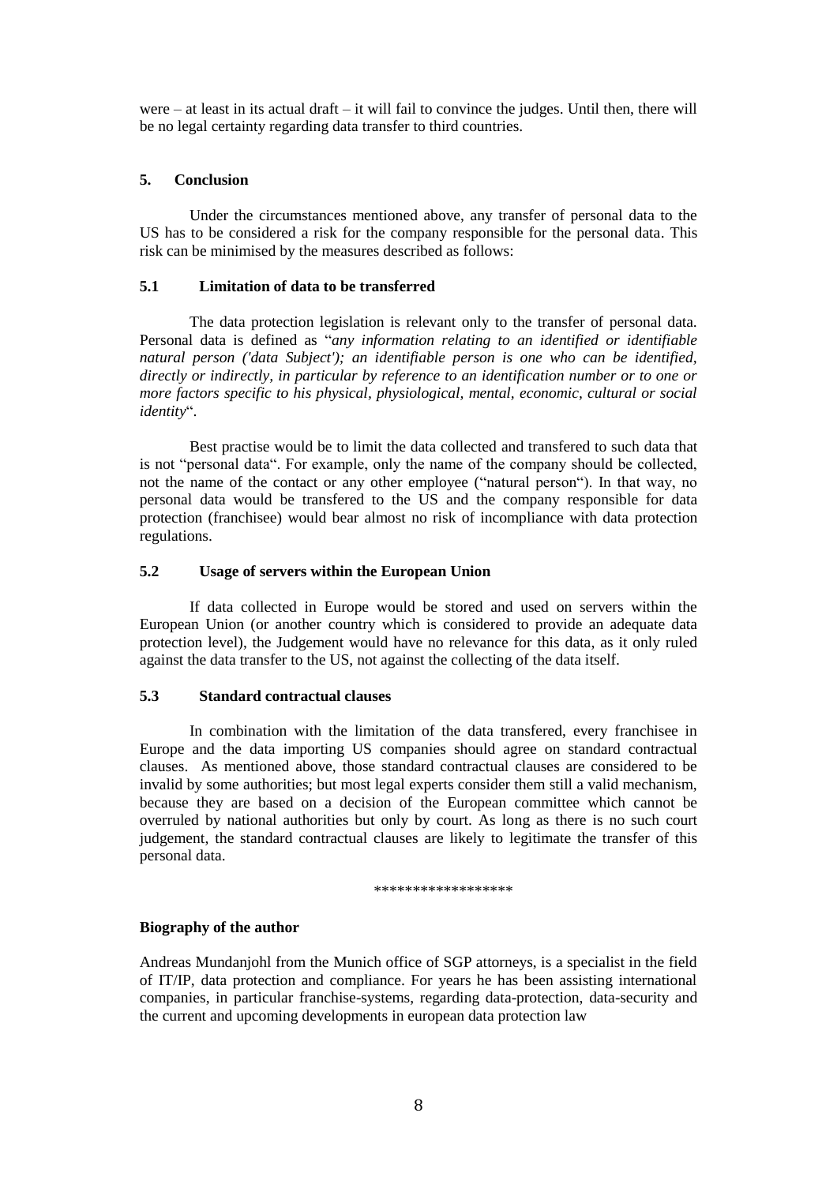were – at least in its actual draft – it will fail to convince the judges. Until then, there will be no legal certainty regarding data transfer to third countries.

## 5. Conclusion

Under the circumstances mentioned above, any transfer of personal data to the US has to be considered a risk for the company responsible for the personal data. This risk can be minimised by the measures described as follows:

### 5.1 Limitation of data to be transferred

The data protection legislation is relevant only to the transfer of personal data. Personal data is defined as "*any information relating to an identified or identifiable natural person ('data Subject'); an identifiable person is one who can be identified, directly or indirectly, in particular by reference to an identification number or to one or more factors specific to his physical, physiological, mental, economic, cultural or social identity*".

Best practise would be to limit the data collected and transfered to such data that is not "personal data". For example, only the name of the company should be collected, not the name of the contact or any other employee ("natural person"). In that way, no personal data would be transfered to the US and the company responsible for data protection (franchisee) would bear almost no risk of incompliance with data protection regulations.

### 5.2 Usage of servers within the European Union

If data collected in Europe would be stored and used on servers within the European Union (or another country which is considered to provide an adequate data protection level), the Judgement would have no relevance for this data, as it only ruled against the data transfer to the US, not against the collecting of the data itself.

### 5.3 Standard contractual clauses

In combination with the limitation of the data transfered, every franchisee in Europe and the data importing US companies should agree on standard contractual clauses. As mentioned above, those standard contractual clauses are considered to be invalid by some authorities; but most legal experts consider them still a valid mechanism, because they are based on a decision of the European committee which cannot be overruled by national authorities but only by court. As long as there is no such court judgement, the standard contractual clauses are likely to legitimate the transfer of this personal data.

*****************

**Biography of the author**

Andreas Mundanjohl from the Munich office of SGP attorneys, is a specialist in the field of IT/IP, data protection and compliance. For years he has been assisting international companies, in particular franchise-systems, regarding data-protection, data-security and the current and upcoming developments in european data protection law